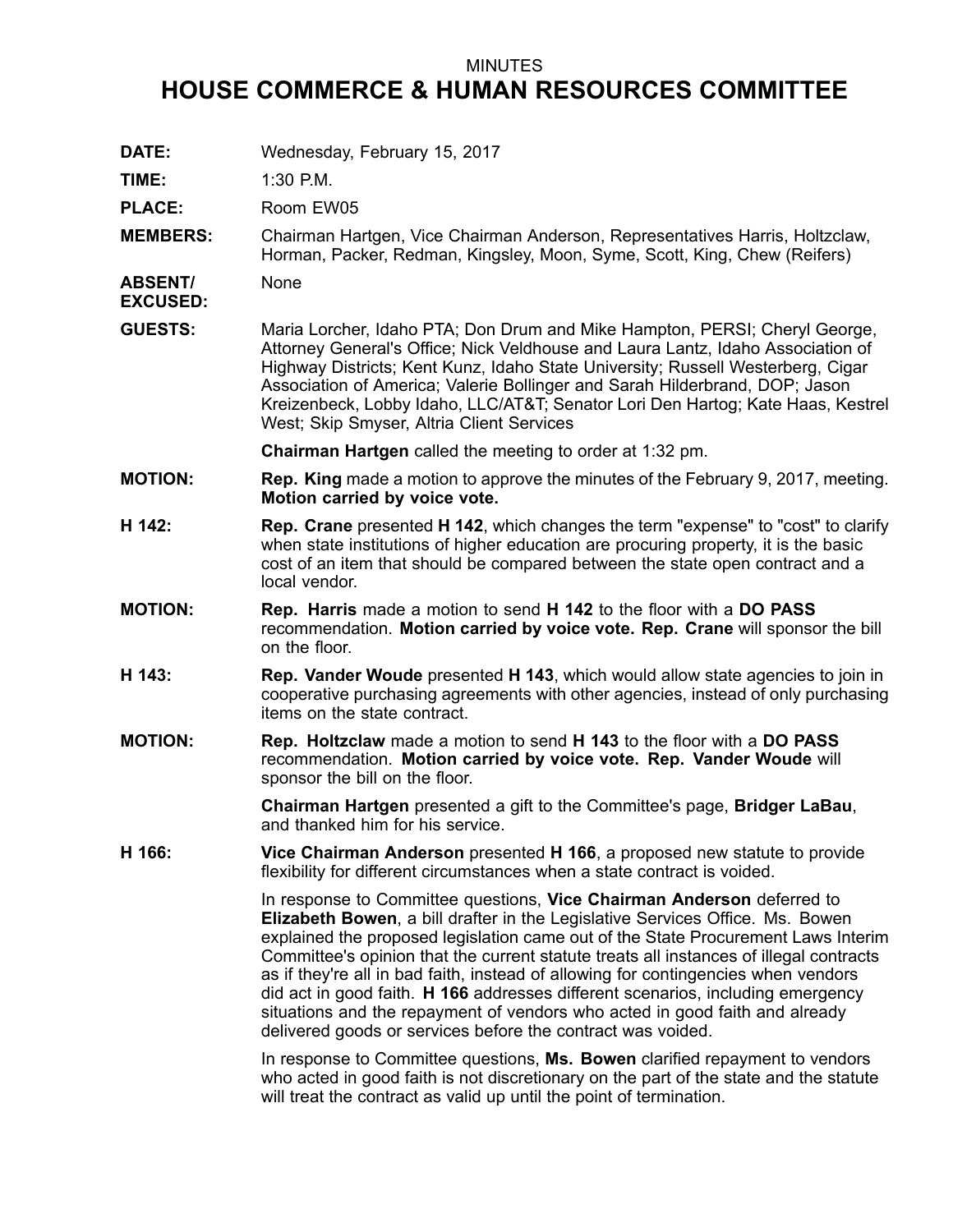MINUTES

# HOUSE COMMERCE & HUMAN RESOURCES COMMITTEE

**DATE:** Wednesday, February 15, 2017

**TIME:** 1:30 P.M.

**PLACE:** Room EW05

**MEMBERS:** Chairman Hartgen, Vice Chairman Anderson, Representatives Harris, Holtzclaw, Horman, Packer, Redman, Kingsley, Moon, Syme, Scott, King, Chew (Reifers)

**ABSENT/ EXCUSED:** None

**GUESTS:** Maria Lorcher, Idaho PTA; Don Drum and Mike Hampton, PERSI; Cheryl George, Attorney General's Office; Nick Veldhouse and Laura Lantz, Idaho Association of Highway Districts; Kent Kunz, Idaho State University; Russell Westerberg, Cigar Association of America; Valerie Bollinger and Sarah Hilderbrand, DOP; Jason Kreizenbeck, Lobby Idaho, LLC/AT&T; Senator Lori Den Hartog; Kate Haas, Kestrel West; Skip Smyser, Altria Client Services

**Chairman Hartgen** called the meeting to order at 1:32 pm.

**MOTION:** **Rep. King** made a motion to approve the minutes of the February 9, 2017, meeting. **Motion carried by voice vote.**

**H 142:** **Rep. Crane** presented **H 142**, which changes the term "expense" to "cost" to clarify when state institutions of higher education are procuring property, it is the basic cost of an item that should be compared between the state open contract and a local vendor.

**MOTION:** **Rep. Harris** made a motion to send **H 142** to the floor with a **DO PASS** recommendation. **Motion carried by voice vote. Rep. Crane** will sponsor the bill on the floor.

**H 143:** **Rep. Vander Woude** presented **H 143**, which would allow state agencies to join in cooperative purchasing agreements with other agencies, instead of only purchasing items on the state contract.

**MOTION:** **Rep. Holtzclaw** made a motion to send **H 143** to the floor with a **DO PASS** recommendation. **Motion carried by voice vote. Rep. Vander Woude** will sponsor the bill on the floor.

**Chairman Hartgen** presented a gift to the Committee's page, **Bridger LaBau**, and thanked him for his service.

**H 166:** **Vice Chairman Anderson** presented **H 166**, a proposed new statute to provide flexibility for different circumstances when a state contract is voided.

In response to Committee questions, **Vice Chairman Anderson** deferred to **Elizabeth Bowen**, a bill drafter in the Legislative Services Office. Ms. Bowen explained the proposed legislation came out of the State Procurement Laws Interim Committee's opinion that the current statute treats all instances of illegal contracts as if they're all in bad faith, instead of allowing for contingencies when vendors did act in good faith. **H 166** addresses different scenarios, including emergency situations and the repayment of vendors who acted in good faith and already delivered goods or services before the contract was voided.

In response to Committee questions, **Ms. Bowen** clarified repayment to vendors who acted in good faith is not discretionary on the part of the state and the statute will treat the contract as valid up until the point of termination.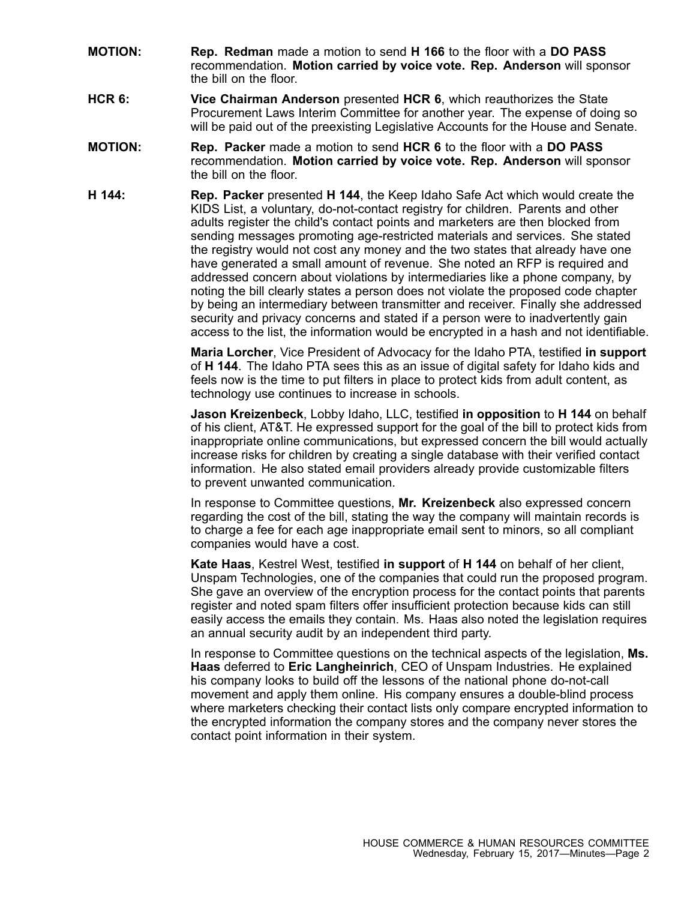**MOTION:** **Rep. Redman** made a motion to send **H 166** to the floor with a **DO PASS** recommendation. **Motion carried by voice vote. Rep. Anderson** will sponsor the bill on the floor.

**HCR 6:** **Vice Chairman Anderson** presented **HCR 6**, which reauthorizes the State Procurement Laws Interim Committee for another year. The expense of doing so will be paid out of the preexisting Legislative Accounts for the House and Senate.

**MOTION:** **Rep. Packer** made a motion to send **HCR 6** to the floor with a **DO PASS** recommendation. **Motion carried by voice vote. Rep. Anderson** will sponsor the bill on the floor.

**H 144:** **Rep. Packer** presented **H 144**, the Keep Idaho Safe Act which would create the KIDS List, a voluntary, do-not-contact registry for children. Parents and other adults register the child's contact points and marketers are then blocked from sending messages promoting age-restricted materials and services. She stated the registry would not cost any money and the two states that already have one have generated a small amount of revenue. She noted an RFP is required and addressed concern about violations by intermediaries like a phone company, by noting the bill clearly states a person does not violate the proposed code chapter by being an intermediary between transmitter and receiver. Finally she addressed security and privacy concerns and stated if a person were to inadvertently gain access to the list, the information would be encrypted in a hash and not identifiable.

**Maria Lorcher**, Vice President of Advocacy for the Idaho PTA, testified **in support** of **H 144**. The Idaho PTA sees this as an issue of digital safety for Idaho kids and feels now is the time to put filters in place to protect kids from adult content, as technology use continues to increase in schools.

**Jason Kreizenbeck**, Lobby Idaho, LLC, testified **in opposition** to **H 144** on behalf of his client, AT&T. He expressed support for the goal of the bill to protect kids from inappropriate online communications, but expressed concern the bill would actually increase risks for children by creating a single database with their verified contact information. He also stated email providers already provide customizable filters to prevent unwanted communication.

In response to Committee questions, **Mr. Kreizenbeck** also expressed concern regarding the cost of the bill, stating the way the company will maintain records is to charge a fee for each age inappropriate email sent to minors, so all compliant companies would have a cost.

**Kate Haas**, Kestrel West, testified **in support** of **H 144** on behalf of her client, Unspam Technologies, one of the companies that could run the proposed program. She gave an overview of the encryption process for the contact points that parents register and noted spam filters offer insufficient protection because kids can still easily access the emails they contain. Ms. Haas also noted the legislation requires an annual security audit by an independent third party.

In response to Committee questions on the technical aspects of the legislation, **Ms. Haas** deferred to **Eric Langheinrich**, CEO of Unspam Industries. He explained his company looks to build off the lessons of the national phone do-not-call movement and apply them online. His company ensures a double-blind process where marketers checking their contact lists only compare encrypted information to the encrypted information the company stores and the company never stores the contact point information in their system.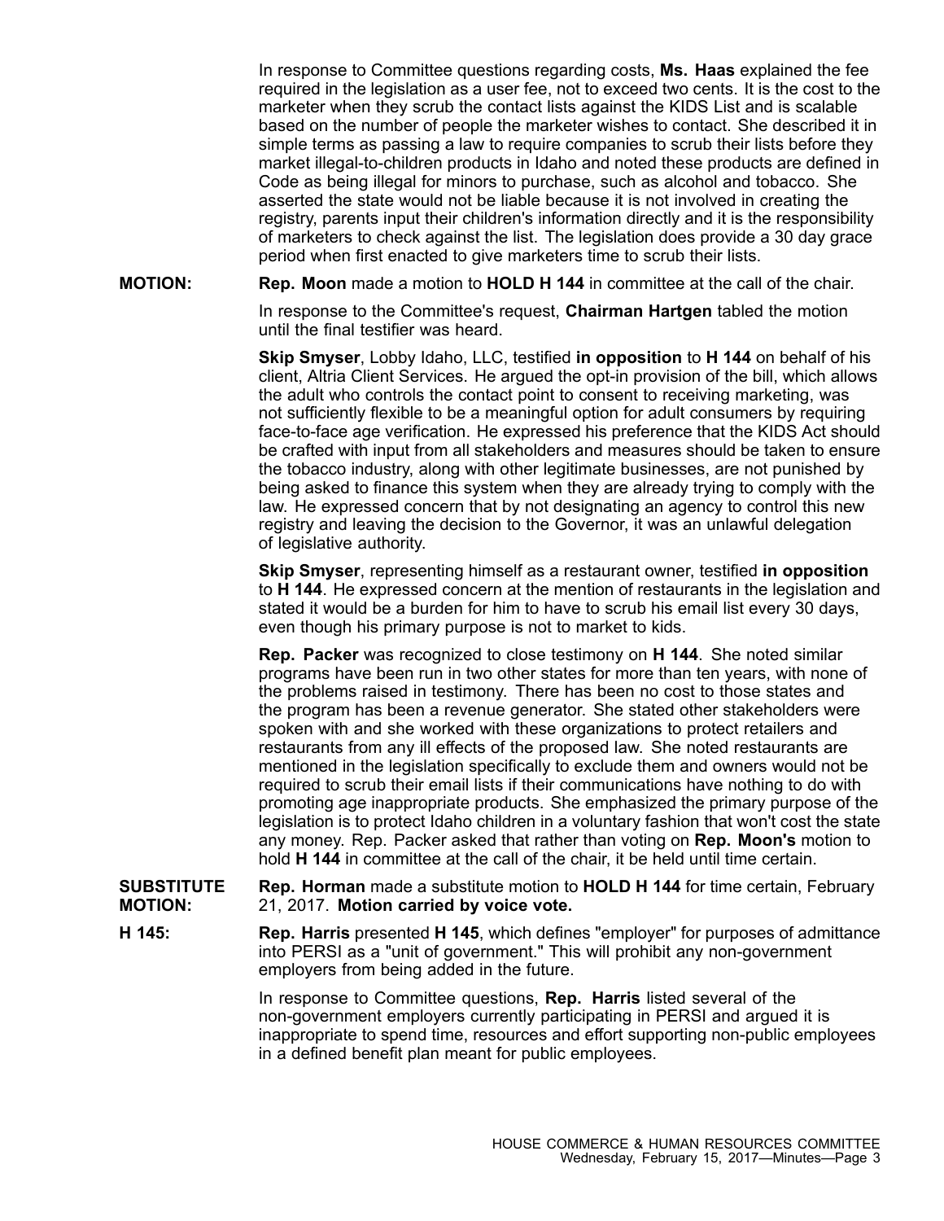In response to Committee questions regarding costs, **Ms. Haas** explained the fee required in the legislation as a user fee, not to exceed two cents. It is the cost to the marketer when they scrub the contact lists against the KIDS List and is scalable based on the number of people the marketer wishes to contact. She described it in simple terms as passing a law to require companies to scrub their lists before they market illegal-to-children products in Idaho and noted these products are defined in Code as being illegal for minors to purchase, such as alcohol and tobacco. She asserted the state would not be liable because it is not involved in creating the registry, parents input their children's information directly and it is the responsibility of marketers to check against the list. The legislation does provide a 30 day grace period when first enacted to give marketers time to scrub their lists.

**MOTION:** **Rep. Moon** made a motion to **HOLD H 144** in committee at the call of the chair.

In response to the Committee's request, **Chairman Hartgen** tabled the motion until the final testifier was heard.

**Skip Smyser**, Lobby Idaho, LLC, testified **in opposition** to **H 144** on behalf of his client, Altria Client Services. He argued the opt-in provision of the bill, which allows the adult who controls the contact point to consent to receiving marketing, was not sufficiently flexible to be a meaningful option for adult consumers by requiring face-to-face age verification. He expressed his preference that the KIDS Act should be crafted with input from all stakeholders and measures should be taken to ensure the tobacco industry, along with other legitimate businesses, are not punished by being asked to finance this system when they are already trying to comply with the law. He expressed concern that by not designating an agency to control this new registry and leaving the decision to the Governor, it was an unlawful delegation of legislative authority.

**Skip Smyser**, representing himself as a restaurant owner, testified **in opposition** to **H 144**. He expressed concern at the mention of restaurants in the legislation and stated it would be a burden for him to have to scrub his email list every 30 days, even though his primary purpose is not to market to kids.

**Rep. Packer** was recognized to close testimony on **H 144**. She noted similar programs have been run in two other states for more than ten years, with none of the problems raised in testimony. There has been no cost to those states and the program has been a revenue generator. She stated other stakeholders were spoken with and she worked with these organizations to protect retailers and restaurants from any ill effects of the proposed law. She noted restaurants are mentioned in the legislation specifically to exclude them and owners would not be required to scrub their email lists if their communications have nothing to do with promoting age inappropriate products. She emphasized the primary purpose of the legislation is to protect Idaho children in a voluntary fashion that won't cost the state any money. Rep. Packer asked that rather than voting on **Rep. Moon's** motion to hold **H 144** in committee at the call of the chair, it be held until time certain.

**SUBSTITUTE MOTION:** **Rep. Horman** made a substitute motion to **HOLD H 144** for time certain, February 21, 2017. **Motion carried by voice vote.**

**H 145:** **Rep. Harris** presented **H 145**, which defines "employer" for purposes of admittance into PERSI as a "unit of government." This will prohibit any non-government employers from being added in the future.

In response to Committee questions, **Rep. Harris** listed several of the non-government employers currently participating in PERSI and argued it is inappropriate to spend time, resources and effort supporting non-public employees in a defined benefit plan meant for public employees.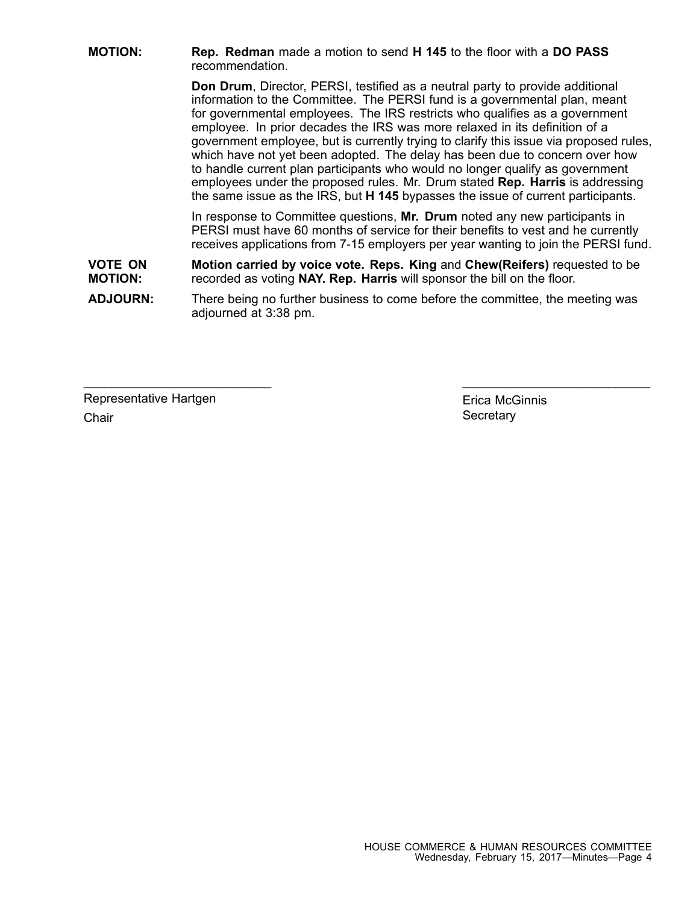**MOTION:** **Rep. Redman** made a motion to send **H 145** to the floor with a **DO PASS** recommendation.

**Don Drum**, Director, PERSI, testified as a neutral party to provide additional information to the Committee. The PERSI fund is a governmental plan, meant for governmental employees. The IRS restricts who qualifies as a government employee. In prior decades the IRS was more relaxed in its definition of a government employee, but is currently trying to clarify this issue via proposed rules, which have not yet been adopted. The delay has been due to concern over how to handle current plan participants who would no longer qualify as government employees under the proposed rules. Mr. Drum stated **Rep. Harris** is addressing the same issue as the IRS, but **H 145** bypasses the issue of current participants.

In response to Committee questions, **Mr. Drum** noted any new participants in PERSI must have 60 months of service for their benefits to vest and he currently receives applications from 7-15 employers per year wanting to join the PERSI fund.

**VOTE ON MOTION:** **Motion carried by voice vote. Reps. King** and **Chew(Reifers)** requested to be recorded as voting **NAY. Rep. Harris** will sponsor the bill on the floor.

**ADJOURN:** There being no further business to come before the committee, the meeting was adjourned at 3:38 pm.

___________________________
Representative Hartgen
Chair

___________________________
Erica McGinnis
Secretary